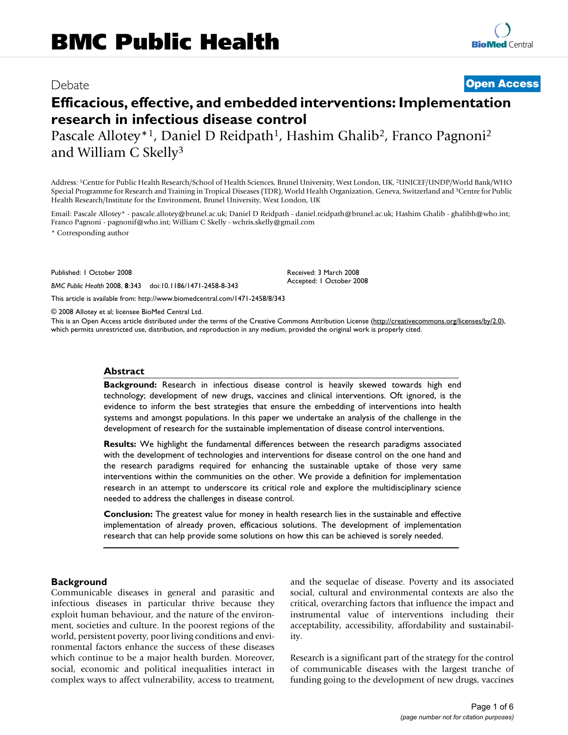# BMC Public Health

Debate

**Open Access**

# Efficacious, effective, and embedded interventions: Implementation research in infectious disease control

Pascale Allotey*[1], Daniel D Reidpath[1], Hashim Ghalib[2], Franco Pagnoni[2] and William C Skelly[3]

Address: [1]Centre for Public Health Research/School of Health Sciences, Brunel University, West London, UK, [2]UNICEF/UNDP/World Bank/WHO Special Programme for Research and Training in Tropical Diseases (TDR), World Health Organization, Geneva, Switzerland and [3]Centre for Public Health Research/Institute for the Environment, Brunel University, West London, UK

Email: Pascale Allotey* - pascale.allotey@brunel.ac.uk; Daniel D Reidpath - daniel.reidpath@brunel.ac.uk; Hashim Ghalib - ghalibh@who.int; Franco Pagnoni - pagnonif@who.int; William C Skelly - wchris.skelly@gmail.com

* Corresponding author

Published: 1 October 2008

*BMC Public Health* 2008, **8**:343 doi:10.1186/1471-2458-8-343

Received: 3 March 2008
Accepted: 1 October 2008

This article is available from: http://www.biomedcentral.com/1471-2458/8/343

© 2008 Allotey et al; licensee BioMed Central Ltd.

This is an Open Access article distributed under the terms of the Creative Commons Attribution License (http://creativecommons.org/licenses/by/2.0), which permits unrestricted use, distribution, and reproduction in any medium, provided the original work is properly cited.

## Abstract

**Background:** Research in infectious disease control is heavily skewed towards high end technology; development of new drugs, vaccines and clinical interventions. Oft ignored, is the evidence to inform the best strategies that ensure the embedding of interventions into health systems and amongst populations. In this paper we undertake an analysis of the challenge in the development of research for the sustainable implementation of disease control interventions.

**Results:** We highlight the fundamental differences between the research paradigms associated with the development of technologies and interventions for disease control on the one hand and the research paradigms required for enhancing the sustainable uptake of those very same interventions within the communities on the other. We provide a definition for implementation research in an attempt to underscore its critical role and explore the multidisciplinary science needed to address the challenges in disease control.

**Conclusion:** The greatest value for money in health research lies in the sustainable and effective implementation of already proven, efficacious solutions. The development of implementation research that can help provide some solutions on how this can be achieved is sorely needed.

## Background

Communicable diseases in general and parasitic and infectious diseases in particular thrive because they exploit human behaviour, and the nature of the environment, societies and culture. In the poorest regions of the world, persistent poverty, poor living conditions and environmental factors enhance the success of these diseases which continue to be a major health burden. Moreover, social, economic and political inequalities interact in complex ways to affect vulnerability, access to treatment, and the sequelae of disease. Poverty and its associated social, cultural and environmental contexts are also the critical, overarching factors that influence the impact and instrumental value of interventions including their acceptability, accessibility, affordability and sustainability.

Research is a significant part of the strategy for the control of communicable diseases with the largest tranche of funding going to the development of new drugs, vaccines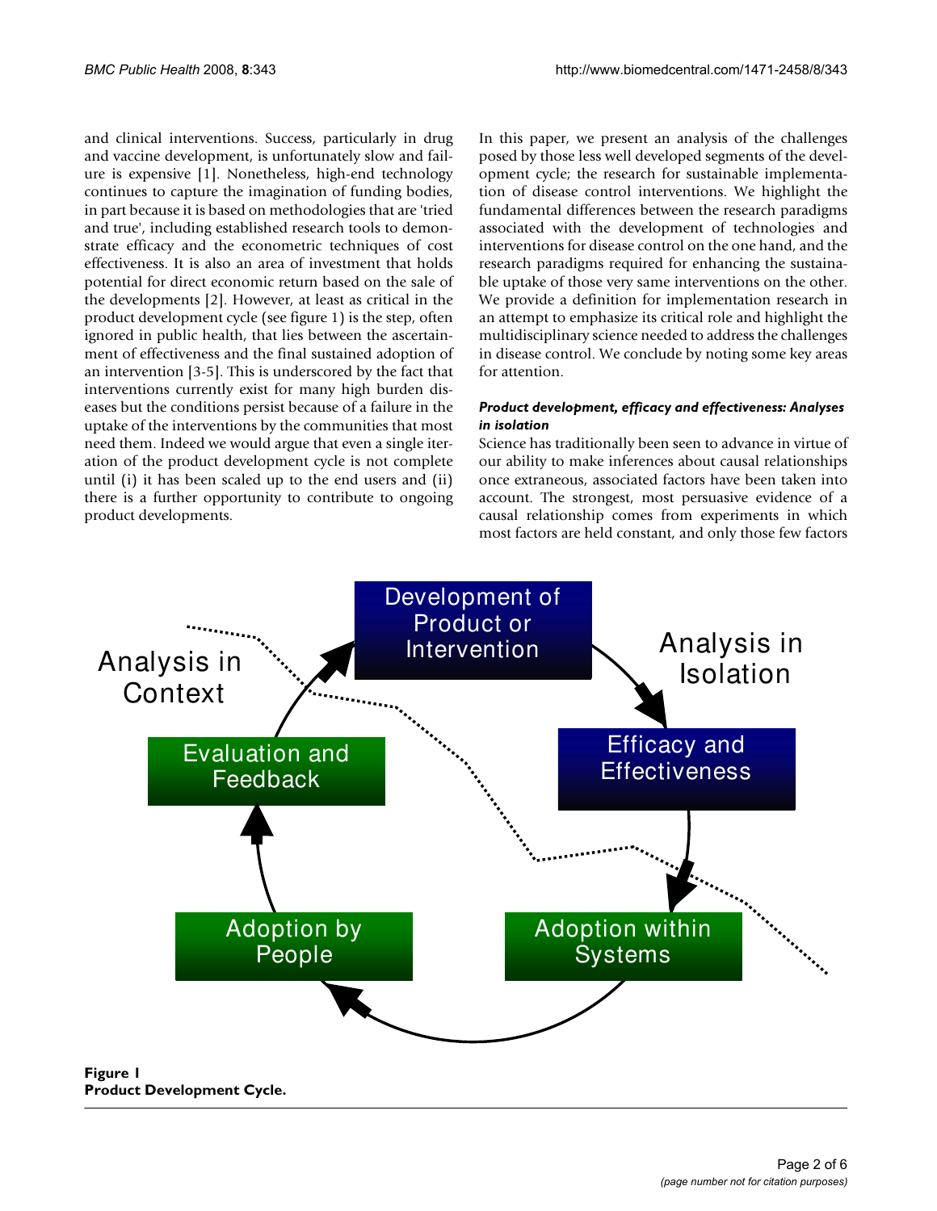and clinical interventions. Success, particularly in drug and vaccine development, is unfortunately slow and failure is expensive [1]. Nonetheless, high-end technology continues to capture the imagination of funding bodies, in part because it is based on methodologies that are 'tried and true', including established research tools to demonstrate efficacy and the econometric techniques of cost effectiveness. It is also an area of investment that holds potential for direct economic return based on the sale of the developments [2]. However, at least as critical in the product development cycle (see figure 1) is the step, often ignored in public health, that lies between the ascertainment of effectiveness and the final sustained adoption of an intervention [3-5]. This is underscored by the fact that interventions currently exist for many high burden diseases but the conditions persist because of a failure in the uptake of the interventions by the communities that most need them. Indeed we would argue that even a single iteration of the product development cycle is not complete until (i) it has been scaled up to the end users and (ii) there is a further opportunity to contribute to ongoing product developments.

In this paper, we present an analysis of the challenges posed by those less well developed segments of the development cycle; the research for sustainable implementation of disease control interventions. We highlight the fundamental differences between the research paradigms associated with the development of technologies and interventions for disease control on the one hand, and the research paradigms required for enhancing the sustainable uptake of those very same interventions on the other. We provide a definition for implementation research in an attempt to emphasize its critical role and highlight the multidisciplinary science needed to address the challenges in disease control. We conclude by noting some key areas for attention.

### *Product development, efficacy and effectiveness: Analyses in isolation*

Science has traditionally been seen to advance in virtue of our ability to make inferences about causal relationships once extraneous, associated factors have been taken into account. The strongest, most persuasive evidence of a causal relationship comes from experiments in which most factors are held constant, and only those few factors

**Figure 1**
**Product Development Cycle.**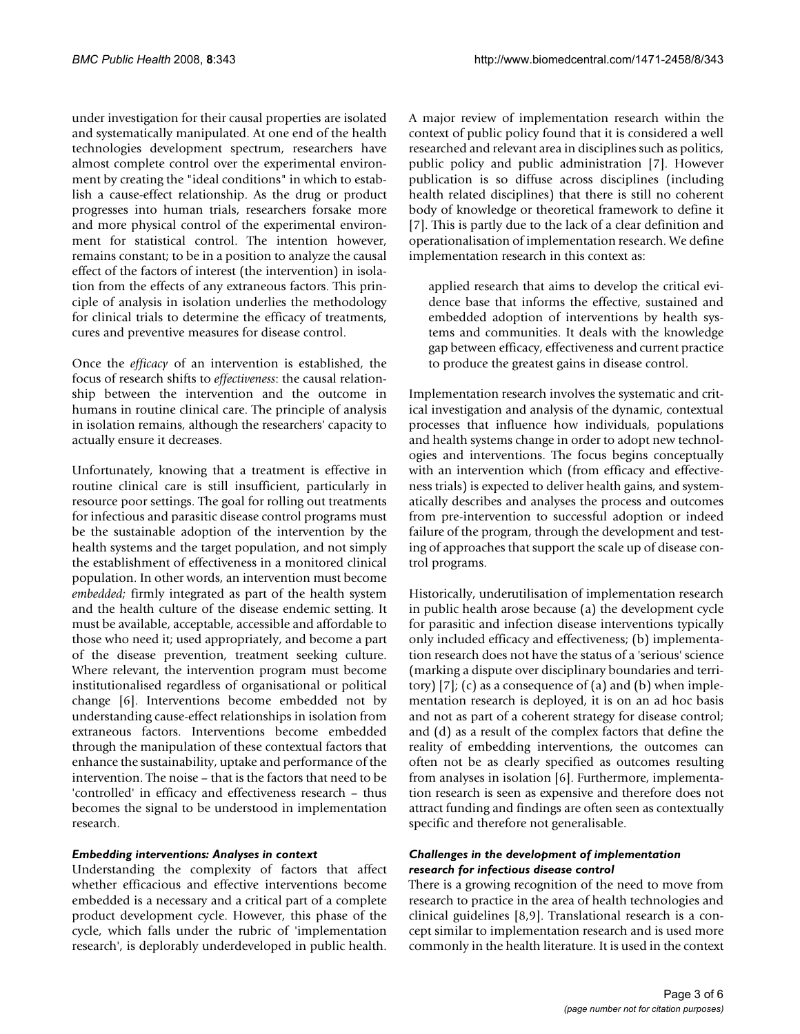under investigation for their causal properties are isolated and systematically manipulated. At one end of the health technologies development spectrum, researchers have almost complete control over the experimental environment by creating the "ideal conditions" in which to establish a cause-effect relationship. As the drug or product progresses into human trials, researchers forsake more and more physical control of the experimental environment for statistical control. The intention however, remains constant; to be in a position to analyze the causal effect of the factors of interest (the intervention) in isolation from the effects of any extraneous factors. This principle of analysis in isolation underlies the methodology for clinical trials to determine the efficacy of treatments, cures and preventive measures for disease control.

Once the *efficacy* of an intervention is established, the focus of research shifts to *effectiveness*: the causal relationship between the intervention and the outcome in humans in routine clinical care. The principle of analysis in isolation remains, although the researchers' capacity to actually ensure it decreases.

Unfortunately, knowing that a treatment is effective in routine clinical care is still insufficient, particularly in resource poor settings. The goal for rolling out treatments for infectious and parasitic disease control programs must be the sustainable adoption of the intervention by the health systems and the target population, and not simply the establishment of effectiveness in a monitored clinical population. In other words, an intervention must become *embedded*; firmly integrated as part of the health system and the health culture of the disease endemic setting. It must be available, acceptable, accessible and affordable to those who need it; used appropriately, and become a part of the disease prevention, treatment seeking culture. Where relevant, the intervention program must become institutionalised regardless of organisational or political change [6]. Interventions become embedded not by understanding cause-effect relationships in isolation from extraneous factors. Interventions become embedded through the manipulation of these contextual factors that enhance the sustainability, uptake and performance of the intervention. The noise – that is the factors that need to be 'controlled' in efficacy and effectiveness research – thus becomes the signal to be understood in implementation research.

### *Embedding interventions: Analyses in context*

Understanding the complexity of factors that affect whether efficacious and effective interventions become embedded is a necessary and a critical part of a complete product development cycle. However, this phase of the cycle, which falls under the rubric of 'implementation research', is deplorably underdeveloped in public health. A major review of implementation research within the context of public policy found that it is considered a well researched and relevant area in disciplines such as politics, public policy and public administration [7]. However publication is so diffuse across disciplines (including health related disciplines) that there is still no coherent body of knowledge or theoretical framework to define it [7]. This is partly due to the lack of a clear definition and operationalisation of implementation research. We define implementation research in this context as:

> applied research that aims to develop the critical evidence base that informs the effective, sustained and embedded adoption of interventions by health systems and communities. It deals with the knowledge gap between efficacy, effectiveness and current practice to produce the greatest gains in disease control.

Implementation research involves the systematic and critical investigation and analysis of the dynamic, contextual processes that influence how individuals, populations and health systems change in order to adopt new technologies and interventions. The focus begins conceptually with an intervention which (from efficacy and effectiveness trials) is expected to deliver health gains, and systematically describes and analyses the process and outcomes from pre-intervention to successful adoption or indeed failure of the program, through the development and testing of approaches that support the scale up of disease control programs.

Historically, underutilisation of implementation research in public health arose because (a) the development cycle for parasitic and infection disease interventions typically only included efficacy and effectiveness; (b) implementation research does not have the status of a 'serious' science (marking a dispute over disciplinary boundaries and territory) [7]; (c) as a consequence of (a) and (b) when implementation research is deployed, it is on an ad hoc basis and not as part of a coherent strategy for disease control; and (d) as a result of the complex factors that define the reality of embedding interventions, the outcomes can often not be as clearly specified as outcomes resulting from analyses in isolation [6]. Furthermore, implementation research is seen as expensive and therefore does not attract funding and findings are often seen as contextually specific and therefore not generalisable.

### *Challenges in the development of implementation research for infectious disease control*

There is a growing recognition of the need to move from research to practice in the area of health technologies and clinical guidelines [8,9]. Translational research is a concept similar to implementation research and is used more commonly in the health literature. It is used in the context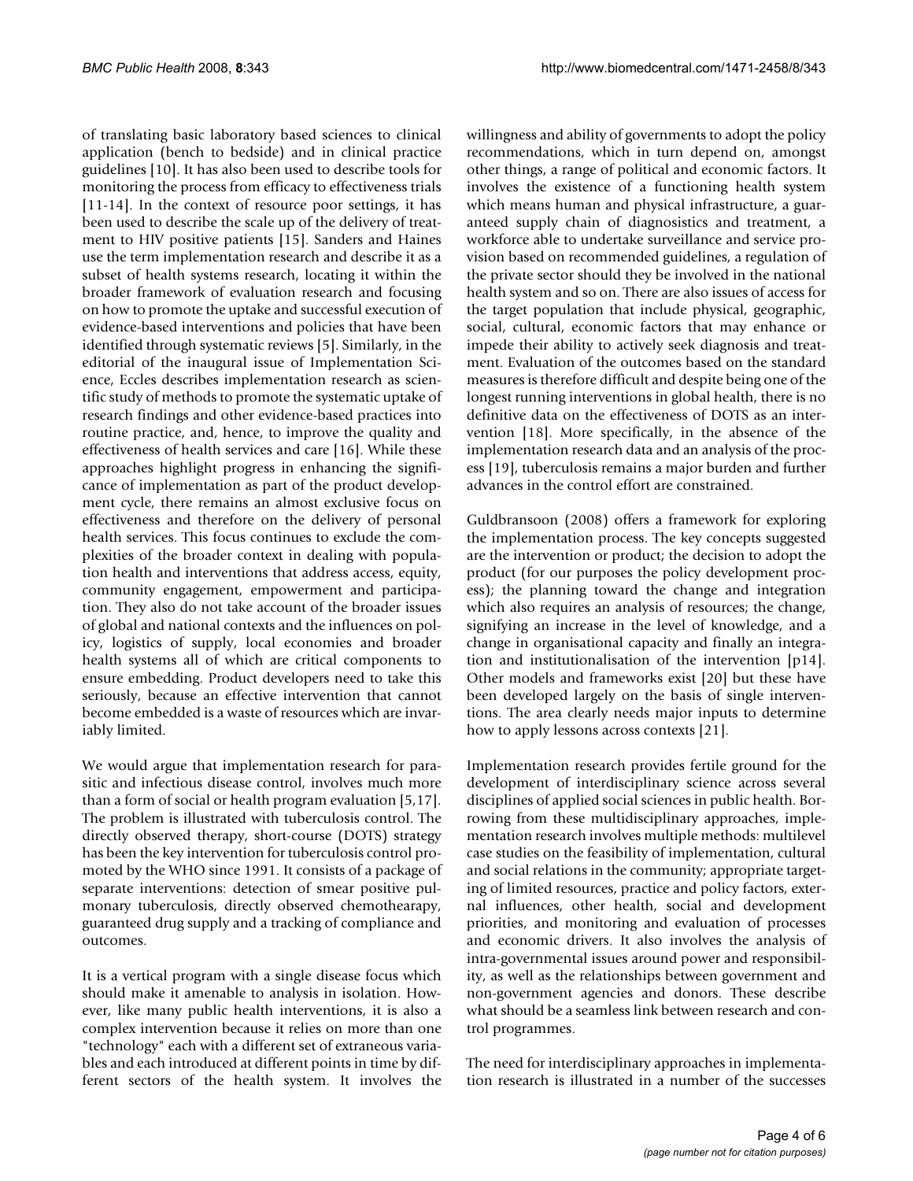of translating basic laboratory based sciences to clinical application (bench to bedside) and in clinical practice guidelines [10]. It has also been used to describe tools for monitoring the process from efficacy to effectiveness trials [11-14]. In the context of resource poor settings, it has been used to describe the scale up of the delivery of treatment to HIV positive patients [15]. Sanders and Haines use the term implementation research and describe it as a subset of health systems research, locating it within the broader framework of evaluation research and focusing on how to promote the uptake and successful execution of evidence-based interventions and policies that have been identified through systematic reviews [5]. Similarly, in the editorial of the inaugural issue of Implementation Science, Eccles describes implementation research as scientific study of methods to promote the systematic uptake of research findings and other evidence-based practices into routine practice, and, hence, to improve the quality and effectiveness of health services and care [16]. While these approaches highlight progress in enhancing the significance of implementation as part of the product development cycle, there remains an almost exclusive focus on effectiveness and therefore on the delivery of personal health services. This focus continues to exclude the complexities of the broader context in dealing with population health and interventions that address access, equity, community engagement, empowerment and participation. They also do not take account of the broader issues of global and national contexts and the influences on policy, logistics of supply, local economies and broader health systems all of which are critical components to ensure embedding. Product developers need to take this seriously, because an effective intervention that cannot become embedded is a waste of resources which are invariably limited.

We would argue that implementation research for parasitic and infectious disease control, involves much more than a form of social or health program evaluation [5,17]. The problem is illustrated with tuberculosis control. The directly observed therapy, short-course (DOTS) strategy has been the key intervention for tuberculosis control promoted by the WHO since 1991. It consists of a package of separate interventions: detection of smear positive pulmonary tuberculosis, directly observed chemothearapy, guaranteed drug supply and a tracking of compliance and outcomes.

It is a vertical program with a single disease focus which should make it amenable to analysis in isolation. However, like many public health interventions, it is also a complex intervention because it relies on more than one "technology" each with a different set of extraneous variables and each introduced at different points in time by different sectors of the health system. It involves the willingness and ability of governments to adopt the policy recommendations, which in turn depend on, amongst other things, a range of political and economic factors. It involves the existence of a functioning health system which means human and physical infrastructure, a guaranteed supply chain of diagnosistics and treatment, a workforce able to undertake surveillance and service provision based on recommended guidelines, a regulation of the private sector should they be involved in the national health system and so on. There are also issues of access for the target population that include physical, geographic, social, cultural, economic factors that may enhance or impede their ability to actively seek diagnosis and treatment. Evaluation of the outcomes based on the standard measures is therefore difficult and despite being one of the longest running interventions in global health, there is no definitive data on the effectiveness of DOTS as an intervention [18]. More specifically, in the absence of the implementation research data and an analysis of the process [19], tuberculosis remains a major burden and further advances in the control effort are constrained.

Guldbransoon (2008) offers a framework for exploring the implementation process. The key concepts suggested are the intervention or product; the decision to adopt the product (for our purposes the policy development process); the planning toward the change and integration which also requires an analysis of resources; the change, signifying an increase in the level of knowledge, and a change in organisational capacity and finally an integration and institutionalisation of the intervention [p14]. Other models and frameworks exist [20] but these have been developed largely on the basis of single interventions. The area clearly needs major inputs to determine how to apply lessons across contexts [21].

Implementation research provides fertile ground for the development of interdisciplinary science across several disciplines of applied social sciences in public health. Borrowing from these multidisciplinary approaches, implementation research involves multiple methods: multilevel case studies on the feasibility of implementation, cultural and social relations in the community; appropriate targeting of limited resources, practice and policy factors, external influences, other health, social and development priorities, and monitoring and evaluation of processes and economic drivers. It also involves the analysis of intra-governmental issues around power and responsibility, as well as the relationships between government and non-government agencies and donors. These describe what should be a seamless link between research and control programmes.

The need for interdisciplinary approaches in implementation research is illustrated in a number of the successes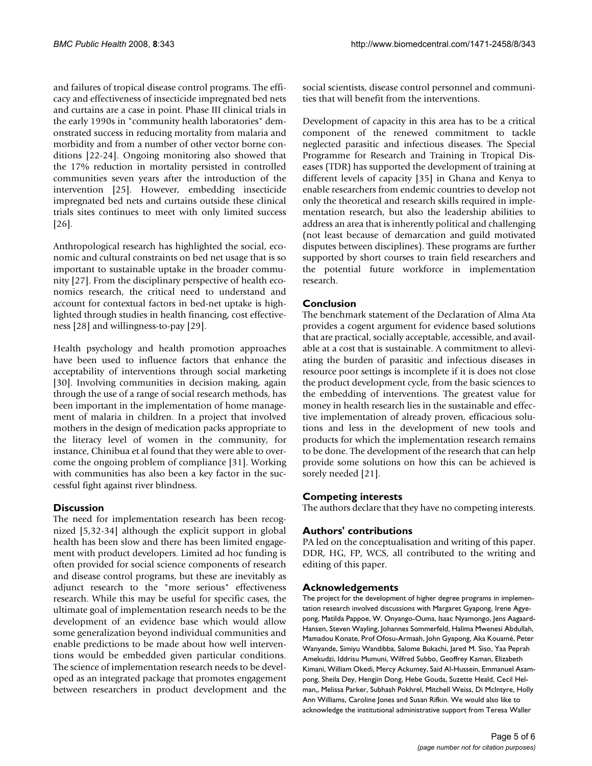and failures of tropical disease control programs. The efficacy and effectiveness of insecticide impregnated bed nets and curtains are a case in point. Phase III clinical trials in the early 1990s in "community health laboratories" demonstrated success in reducing mortality from malaria and morbidity and from a number of other vector borne conditions [22-24]. Ongoing monitoring also showed that the 17% reduction in mortality persisted in controlled communities seven years after the introduction of the intervention [25]. However, embedding insecticide impregnated bed nets and curtains outside these clinical trials sites continues to meet with only limited success [26].

Anthropological research has highlighted the social, economic and cultural constraints on bed net usage that is so important to sustainable uptake in the broader community [27]. From the disciplinary perspective of health economics research, the critical need to understand and account for contextual factors in bed-net uptake is highlighted through studies in health financing, cost effectiveness [28] and willingness-to-pay [29].

Health psychology and health promotion approaches have been used to influence factors that enhance the acceptability of interventions through social marketing [30]. Involving communities in decision making, again through the use of a range of social research methods, has been important in the implementation of home management of malaria in children. In a project that involved mothers in the design of medication packs appropriate to the literacy level of women in the community, for instance, Chinibua et al found that they were able to overcome the ongoing problem of compliance [31]. Working with communities has also been a key factor in the successful fight against river blindness.

## Discussion

The need for implementation research has been recognized [5,32-34] although the explicit support in global health has been slow and there has been limited engagement with product developers. Limited ad hoc funding is often provided for social science components of research and disease control programs, but these are inevitably as adjunct research to the "more serious" effectiveness research. While this may be useful for specific cases, the ultimate goal of implementation research needs to be the development of an evidence base which would allow some generalization beyond individual communities and enable predictions to be made about how well interventions would be embedded given particular conditions. The science of implementation research needs to be developed as an integrated package that promotes engagement between researchers in product development and the social scientists, disease control personnel and communities that will benefit from the interventions.

Development of capacity in this area has to be a critical component of the renewed commitment to tackle neglected parasitic and infectious diseases. The Special Programme for Research and Training in Tropical Diseases (TDR) has supported the development of training at different levels of capacity [35] in Ghana and Kenya to enable researchers from endemic countries to develop not only the theoretical and research skills required in implementation research, but also the leadership abilities to address an area that is inherently political and challenging (not least because of demarcation and guild motivated disputes between disciplines). These programs are further supported by short courses to train field researchers and the potential future workforce in implementation research.

## Conclusion

The benchmark statement of the Declaration of Alma Ata provides a cogent argument for evidence based solutions that are practical, socially acceptable, accessible, and available at a cost that is sustainable. A commitment to alleviating the burden of parasitic and infectious diseases in resource poor settings is incomplete if it is does not close the product development cycle, from the basic sciences to the embedding of interventions. The greatest value for money in health research lies in the sustainable and effective implementation of already proven, efficacious solutions and less in the development of new tools and products for which the implementation research remains to be done. The development of the research that can help provide some solutions on how this can be achieved is sorely needed [21].

## Competing interests

The authors declare that they have no competing interests.

## Authors' contributions

PA led on the conceptualisation and writing of this paper. DDR, HG, FP, WCS, all contributed to the writing and editing of this paper.

## Acknowledgements

The project for the development of higher degree programs in implementation research involved discussions with Margaret Gyapong, Irene Agyepong, Matilda Pappoe, W. Onyango-Ouma, Isaac Nyamongo, Jens Aagaard-Hansen, Steven Wayling, Johannes Sommerfeld, Halima Mwenesi Abdullah, Mamadou Konate, Prof Ofosu-Armaah, John Gyapong, Aka Kouamé, Peter Wanyande, Simiyu Wandibba, Salome Bukachi, Jared M. Siso, Yaa Peprah Amekudzi, Iddrisu Mumuni, Wilfred Subbo, Geoffrey Kaman, Elizabeth Kimani, William Okedi, Mercy Ackumey, Said Al-Hussein, Emmanuel Asampong, Sheila Dey, Hengjin Dong, Hebe Gouda, Suzette Heald, Cecil Helman,, Melissa Parker, Subhash Pokhrel, Mitchell Weiss, Di McIntyre, Holly Ann Williams, Caroline Jones and Susan Rifkin. We would also like to acknowledge the institutional administrative support from Teresa Waller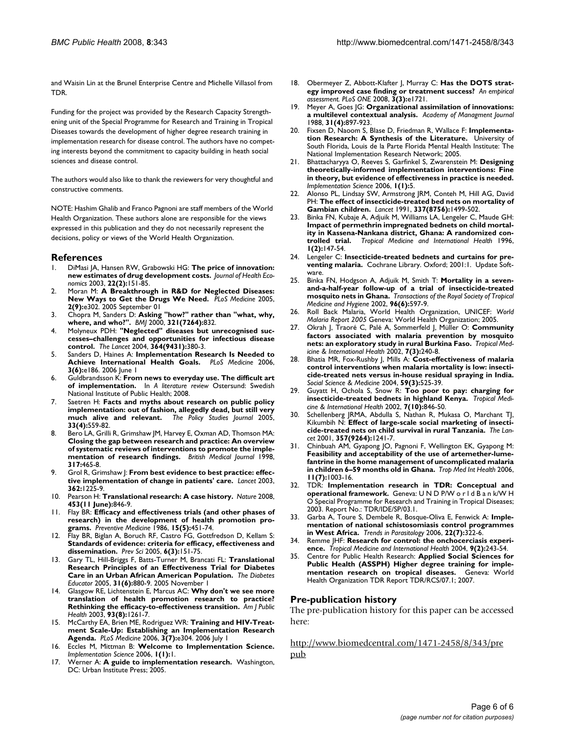and Waisin Lin at the Brunel Enterprise Centre and Michelle Villasol from TDR.

Funding for the project was provided by the Research Capacity Strengthening unit of the Special Programme for Research and Training in Tropical Diseases towards the development of higher degree research training in implementation research for disease control. The authors have no competing interests beyond the commitment to capacity building in heath social sciences and disease control.

The authors would also like to thank the reviewers for very thoughtful and constructive comments.

NOTE: Hashim Ghalib and Franco Pagnoni are staff members of the World Health Organization. These authors alone are responsible for the views expressed in this publication and they do not necessarily represent the decisions, policy or views of the World Health Organization.

## References

1. DiMasi JA, Hansen RW, Grabowski HG: **The price of innovation: new estimates of drug development costs.** *Journal of Health Economics* 2003, **22(2):**151-85.
2. Moran M: **A Breakthrough in R&D for Neglected Diseases: New Ways to Get the Drugs We Need.** *PLoS Medicine* 2005, **2(9):**e302. 2005 September 01
3. Chopra M, Sanders D: **Asking "how?" rather than "what, why, where, and who?".** *BMJ* 2000, **321(7264):**832.
4. Molyneux PDH: **"Neglected" diseases but unrecognised successes–challenges and opportunities for infectious disease control.** *The Lancet* 2004, **364(9431):**380-3.
5. Sanders D, Haines A: **Implementation Research Is Needed to Achieve International Health Goals.** *PLoS Medicine* 2006, **3(6):**e186. 2006 June 1
6. Guldbrandsson K: **From news to everyday use. The difficult art of implementation.** In *A literature review* Ostersund: Swedish National Institute of Public Health; 2008.
7. Saetren H: **Facts and myths about research on public policy implementation: out of fashion, allegedly dead, but still very much alive and relevant.** *The Policy Studies Journal* 2005, **33(4):**559-82.
8. Bero LA, Grilli R, Grimshaw JM, Harvey E, Oxman AD, Thomson MA: **Closing the gap between research and practice: An overview of systematic reviews of interventions to promote the implementation of research findings.** *British Medical Journal* 1998, **317:**465-8.
9. Grol R, Grimshaw J: **From best evidence to best practice: effective implementation of change in patients' care.** *Lancet* 2003, **362:**1225-9.
10. Pearson H: **Translational research: A case history.** *Nature* 2008, **453(11 June):**846-9.
11. Flay BR: **Efficacy and effectiveness trials (and other phases of research) in the development of health promotion programs.** *Preventive Medicine* 1986, **15(5):**451-74.
12. Flay BR, Biglan A, Boruch RF, Castro FG, Gottfredson D, Kellam S: **Standards of evidence: criteria for efficacy, effectiveness and dissemination.** *Prev Sci* 2005, **6(3):**151-75.
13. Gary TL, Hill-Briggs F, Batts-Turner M, Brancati FL: **Translational Research Principles of an Effectiveness Trial for Diabetes Care in an Urban African American Population.** *The Diabetes Educator* 2005, **31(6):**880-9. 2005 November 1
14. Glasgow RE, Lichtenstein E, Marcus AC: **Why don't we see more translation of health promotion research to practice? Rethinking the efficacy-to-effectiveness transition.** *Am J Public Health* 2003, **93(8):**1261-7.
15. McCarthy EA, Brien ME, Rodriguez WR: **Training and HIV-Treatment Scale-Up: Establishing an Implementation Research Agenda.** *PLoS Medicine* 2006, **3(7):**e304. 2006 July 1
16. Eccles M, Mittman B: **Welcome to Implementation Science.** *Implementation Science* 2006, **1(1):**1.
17. Werner A: **A guide to implementation research.** Washington, DC: Urban Institute Press; 2005.
18. Obermeyer Z, Abbott-Klafter J, Murray C: **Has the DOTS strategy improved case finding or treatment success?** *An empirical assessment. PLoS ONE* 2008, **3(3):**e1721.
19. Meyer A, Goes JG: **Organizational assimilation of innovations: a multilevel contextual analysis.** *Academy of Managment Journal* 1988, **31(4):**897-923.
20. Fixsen D, Naoom S, Blase D, Friedman R, Wallace F: **Implementation Research: A Synthesis of the Literature.** University of South Florida, Louis de la Parte Florida Mental Health Institute: The National Implementation Research Network; 2005.
21. Bhattacharyya O, Reeves S, Garfinkel S, Zwarenstein M: **Designing theoretically-informed implementation interventions: Fine in theory, but evidence of effectiveness in practice is needed.** *Implementation Science* 2006, **1(1):**5.
22. Alonso PL, Lindsay SW, Armstrong JRM, Conteh M, Hill AG, David PH: **The effect of insecticide-treated bed nets on mortality of Gambian children.** *Lancet* 1991, **337(8756):**1499-502.
23. Binka FN, Kubaje A, Adjuik M, Williams LA, Lengeler C, Maude GH: **Impact of permethrin impregnated bednets on child mortality in Kassena-Nankana district, Ghana: A randomized controlled trial.** *Tropical Medicine and International Health* 1996, **1(2):**147-54.
24. Lengeler C: **Insecticide-treated bednets and curtains for preventing malaria.** Cochrane Library. Oxford; 2001:1. Update Software.
25. Binka FN, Hodgson A, Adjuik M, Smith T: **Mortality in a seven-and-a-half-year follow-up of a trial of insecticide-treated mosquito nets in Ghana.** *Transactions of the Royal Society of Tropical Medicine and Hygiene* 2002, **96(6):**597-9.
26. Roll Back Malaria, World Health Organization, UNICEF: *World Malaria Report 2005* Geneva: World Health Organization; 2005.
27. Okrah J, Traoré C, Palé A, Sommerfeld J, Müller O: **Community factors associated with malaria prevention by mosquito nets: an exploratory study in rural Burkina Faso.** *Tropical Medicine & International Health* 2002, **7(3):**240-8.
28. Bhatia MR, Fox-Rushby J, Mills A: **Cost-effectiveness of malaria control interventions when malaria mortality is low: insecticide-treated nets versus in-house residual spraying in India.** *Social Science & Medicine* 2004, **59(3):**525-39.
29. Guyatt H, Ochola S, Snow R: **Too poor to pay: charging for insecticide-treated bednets in highland Kenya.** *Tropical Medicine & International Health* 2002, **7(10):**846-50.
30. Schellenberg JRMA, Abdulla S, Nathan R, Mukasa O, Marchant TJ, Kikumbih N: **Effect of large-scale social marketing of insecticide-treated nets on child survival in rural Tanzania.** *The Lancet* 2001, **357(9264):**1241-7.
31. Chinbuah AM, Gyapong JO, Pagnoni F, Wellington EK, Gyapong M: **Feasibility and acceptability of the use of artemether-lumefantrine in the home management of uncomplicated malaria in children 6–59 months old in Ghana.** *Trop Med Int Health* 2006, **11(7):**1003-16.
32. TDR: **Implementation research in TDR: Conceptual and operational framework.** Geneva: U N D P/W o r l d B a n k/W H O Special Programme for Research and Training in Tropical Diseases; 2003. Report No.: TDR/IDE/SP/03.1.
33. Garba A, Toure S, Dembele R, Bosque-Oliva E, Fenwick A: **Implementation of national schistosomiasis control programmes in West Africa.** *Trends in Parasitology* 2006, **22(7):**322-6.
34. Remme JHF: **Research for control: the onchocerciasis experience.** *Tropical Medicine and International Health* 2004, **9(2):**243-54.
35. Centre for Public Health Research: **Applied Social Sciences for Public Health (ASSPH) Higher degree training for implementation research on tropical diseases.** Geneva: World Health Organization TDR Report TDR/RCS/07.1; 2007.

## Pre-publication history

The pre-publication history for this paper can be accessed here:

http://www.biomedcentral.com/1471-2458/8/343/prepub